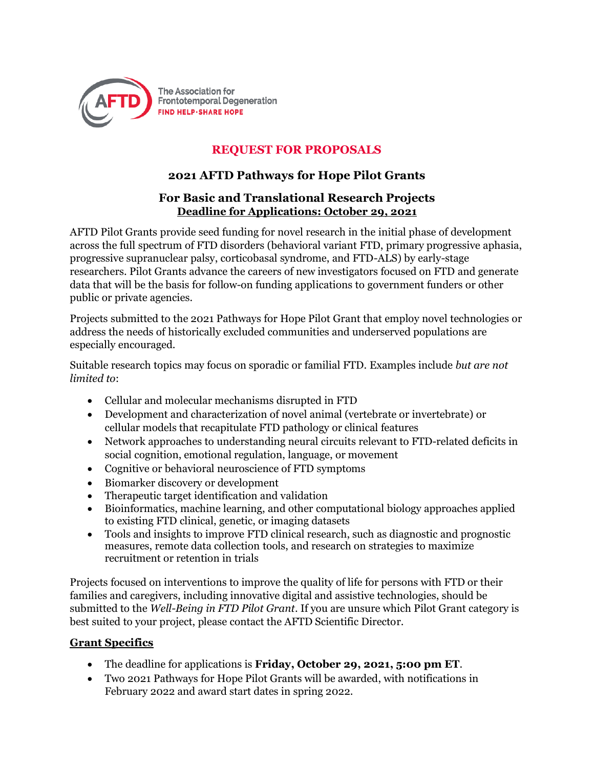The Association for Frontotemporal Degeneration
FIND HELP·SHARE HOPE

# REQUEST FOR PROPOSALS

## 2021 AFTD Pathways for Hope Pilot Grants

## For Basic and Translational Research Projects

**Deadline for Applications: October 29, 2021**

AFTD Pilot Grants provide seed funding for novel research in the initial phase of development across the full spectrum of FTD disorders (behavioral variant FTD, primary progressive aphasia, progressive supranuclear palsy, corticobasal syndrome, and FTD-ALS) by early-stage researchers. Pilot Grants advance the careers of new investigators focused on FTD and generate data that will be the basis for follow-on funding applications to government funders or other public or private agencies.

Projects submitted to the 2021 Pathways for Hope Pilot Grant that employ novel technologies or address the needs of historically excluded communities and underserved populations are especially encouraged.

Suitable research topics may focus on sporadic or familial FTD. Examples include *but are not limited to*:

- Cellular and molecular mechanisms disrupted in FTD
- Development and characterization of novel animal (vertebrate or invertebrate) or cellular models that recapitulate FTD pathology or clinical features
- Network approaches to understanding neural circuits relevant to FTD-related deficits in social cognition, emotional regulation, language, or movement
- Cognitive or behavioral neuroscience of FTD symptoms
- Biomarker discovery or development
- Therapeutic target identification and validation
- Bioinformatics, machine learning, and other computational biology approaches applied to existing FTD clinical, genetic, or imaging datasets
- Tools and insights to improve FTD clinical research, such as diagnostic and prognostic measures, remote data collection tools, and research on strategies to maximize recruitment or retention in trials

Projects focused on interventions to improve the quality of life for persons with FTD or their families and caregivers, including innovative digital and assistive technologies, should be submitted to the *Well-Being in FTD Pilot Grant*. If you are unsure which Pilot Grant category is best suited to your project, please contact the AFTD Scientific Director.

### Grant Specifics

- The deadline for applications is **Friday, October 29, 2021, 5:00 pm ET**.
- Two 2021 Pathways for Hope Pilot Grants will be awarded, with notifications in February 2022 and award start dates in spring 2022.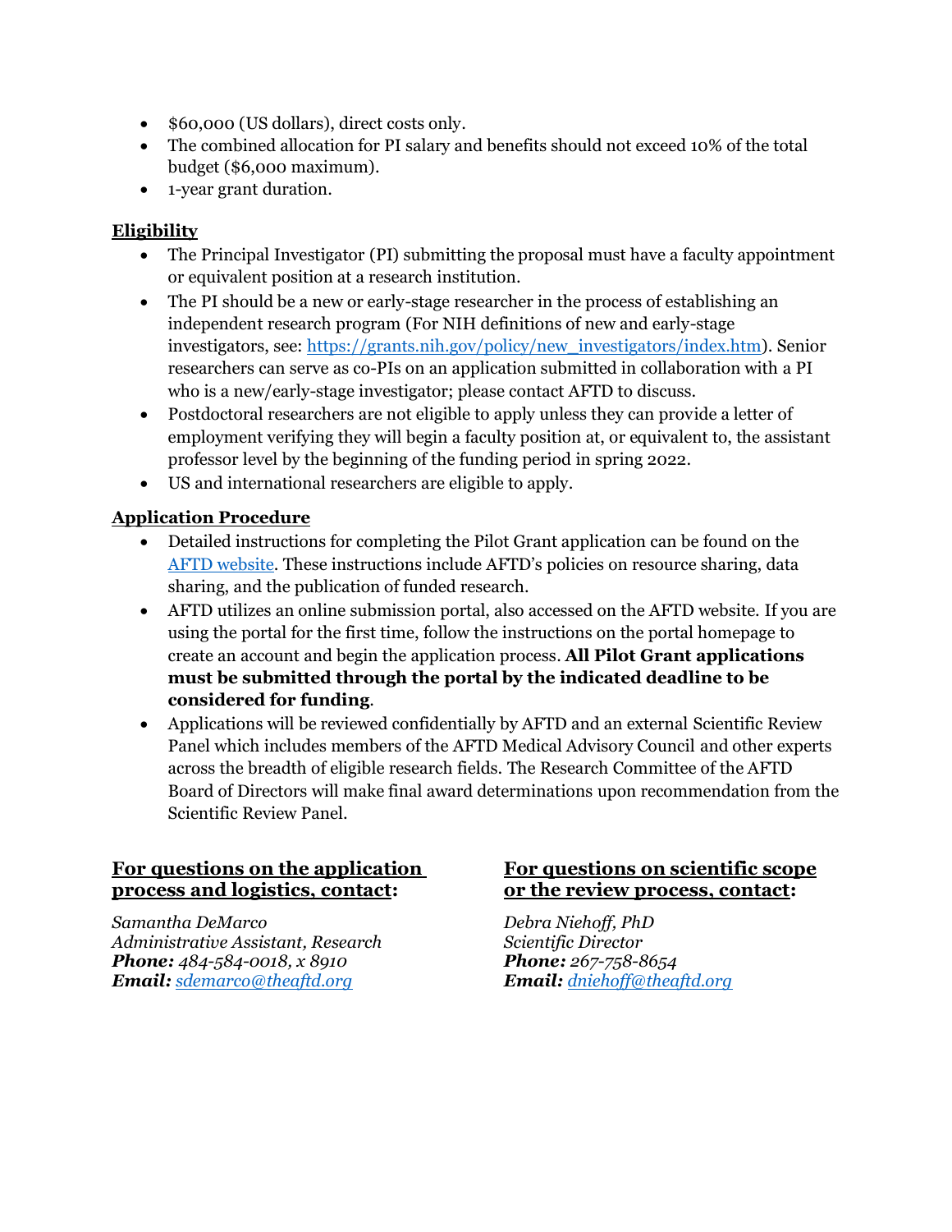- $60,000 (US dollars), direct costs only.
- The combined allocation for PI salary and benefits should not exceed 10% of the total budget ($6,000 maximum).
- 1-year grant duration.

## Eligibility

- The Principal Investigator (PI) submitting the proposal must have a faculty appointment or equivalent position at a research institution.
- The PI should be a new or early-stage researcher in the process of establishing an independent research program (For NIH definitions of new and early-stage investigators, see: [https://grants.nih.gov/policy/new_investigators/index.htm](https://grants.nih.gov/policy/new_investigators/index.htm)). Senior researchers can serve as co-PIs on an application submitted in collaboration with a PI who is a new/early-stage investigator; please contact AFTD to discuss.
- Postdoctoral researchers are not eligible to apply unless they can provide a letter of employment verifying they will begin a faculty position at, or equivalent to, the assistant professor level by the beginning of the funding period in spring 2022.
- US and international researchers are eligible to apply.

## Application Procedure

- Detailed instructions for completing the Pilot Grant application can be found on the AFTD website. These instructions include AFTD's policies on resource sharing, data sharing, and the publication of funded research.
- AFTD utilizes an online submission portal, also accessed on the AFTD website. If you are using the portal for the first time, follow the instructions on the portal homepage to create an account and begin the application process. **All Pilot Grant applications must be submitted through the portal by the indicated deadline to be considered for funding**.
- Applications will be reviewed confidentially by AFTD and an external Scientific Review Panel which includes members of the AFTD Medical Advisory Council and other experts across the breadth of eligible research fields. The Research Committee of the AFTD Board of Directors will make final award determinations upon recommendation from the Scientific Review Panel.

### For questions on the application process and logistics, contact:

*Samantha DeMarco*
*Administrative Assistant, Research*
***Phone:*** *484-584-0018, x 8910*
***Email:*** *sdemarco@theaftd.org*

### For questions on scientific scope or the review process, contact:

*Debra Niehoff, PhD*
*Scientific Director*
***Phone:*** *267-758-8654*
***Email:*** *dniehoff@theaftd.org*